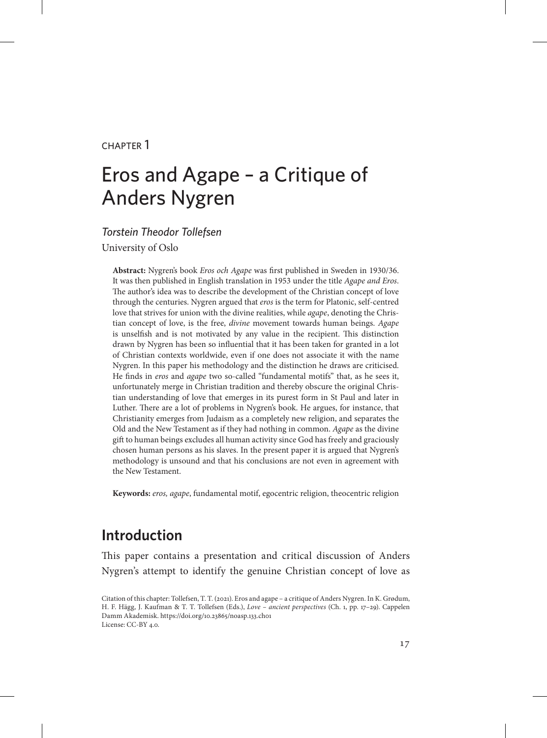CHAPTER 1

# Eros and Agape – a Critique of Anders Nygren

*Torstein Theodor Tollefsen*

University of Oslo

**Abstract:** Nygren's book *Eros och Agape* was first published in Sweden in 1930/36. It was then published in English translation in 1953 under the title *Agape and Eros*. The author's idea was to describe the development of the Christian concept of love through the centuries. Nygren argued that *eros* is the term for Platonic, self-centred love that strives for union with the divine realities, while *agape*, denoting the Christian concept of love, is the free, *divine* movement towards human beings. *Agape* is unselfish and is not motivated by any value in the recipient. This distinction drawn by Nygren has been so influential that it has been taken for granted in a lot of Christian contexts worldwide, even if one does not associate it with the name Nygren. In this paper his methodology and the distinction he draws are criticised. He finds in *eros* and *agape* two so-called "fundamental motifs" that, as he sees it, unfortunately merge in Christian tradition and thereby obscure the original Christian understanding of love that emerges in its purest form in St Paul and later in Luther. There are a lot of problems in Nygren's book. He argues, for instance, that Christianity emerges from Judaism as a completely new religion, and separates the Old and the New Testament as if they had nothing in common. *Agape* as the divine gift to human beings excludes all human activity since God has freely and graciously chosen human persons as his slaves. In the present paper it is argued that Nygren's methodology is unsound and that his conclusions are not even in agreement with the New Testament.

**Keywords:** *eros, agape*, fundamental motif, egocentric religion, theocentric religion

## Introduction

This paper contains a presentation and critical discussion of Anders Nygren's attempt to identify the genuine Christian concept of love as

Citation of this chapter: Tollefsen, T. T. (2021). Eros and agape – a critique of Anders Nygren. In K. Grødum, H. F. Hägg, J. Kaufman & T. T. Tollefsen (Eds.), *Love – ancient perspectives* (Ch. 1, pp. 17–29). Cappelen Damm Akademisk. https://doi.org/10.23865/noasp.133.ch01
License: CC-BY 4.0.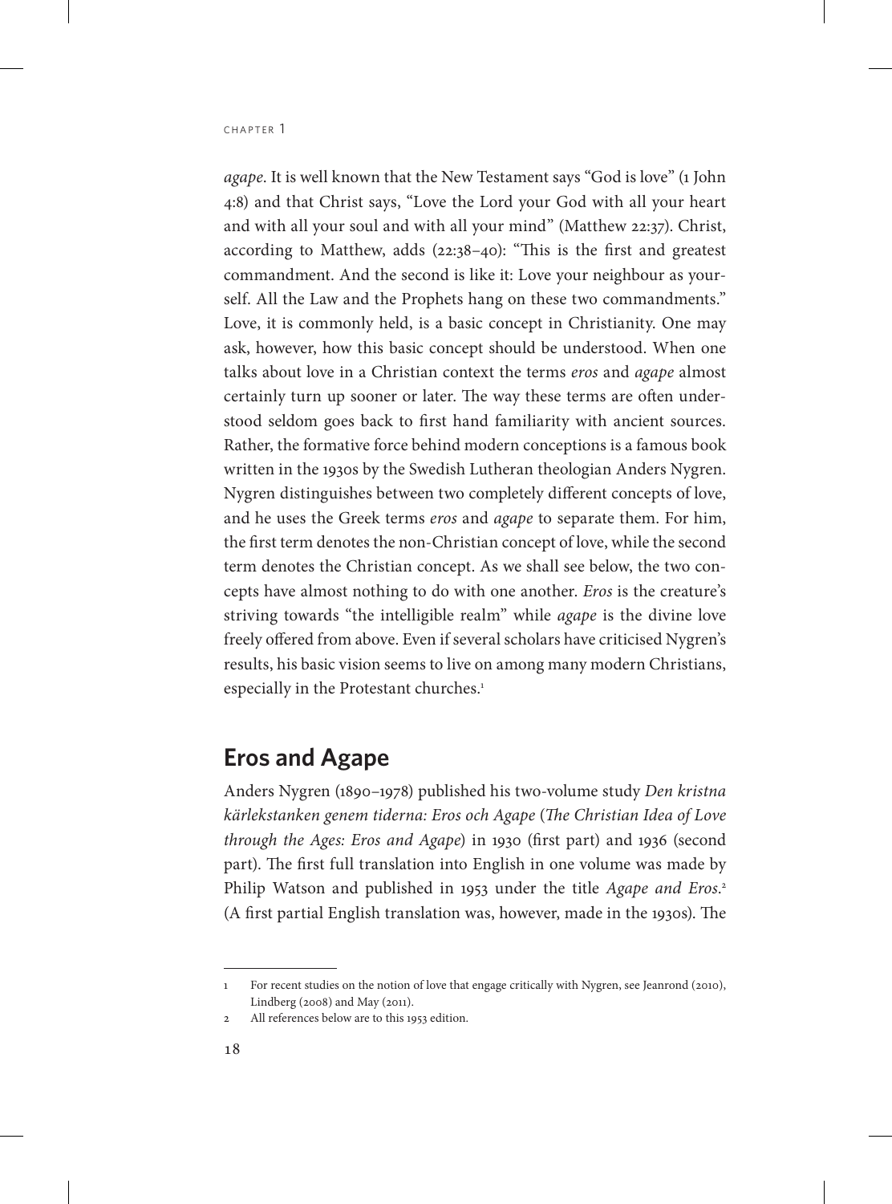*agape*. It is well known that the New Testament says "God is love" (1 John 4:8) and that Christ says, "Love the Lord your God with all your heart and with all your soul and with all your mind" (Matthew 22:37). Christ, according to Matthew, adds (22:38–40): "This is the first and greatest commandment. And the second is like it: Love your neighbour as yourself. All the Law and the Prophets hang on these two commandments." Love, it is commonly held, is a basic concept in Christianity. One may ask, however, how this basic concept should be understood. When one talks about love in a Christian context the terms *eros* and *agape* almost certainly turn up sooner or later. The way these terms are often understood seldom goes back to first hand familiarity with ancient sources. Rather, the formative force behind modern conceptions is a famous book written in the 1930s by the Swedish Lutheran theologian Anders Nygren. Nygren distinguishes between two completely different concepts of love, and he uses the Greek terms *eros* and *agape* to separate them. For him, the first term denotes the non-Christian concept of love, while the second term denotes the Christian concept. As we shall see below, the two concepts have almost nothing to do with one another. *Eros* is the creature's striving towards "the intelligible realm" while *agape* is the divine love freely offered from above. Even if several scholars have criticised Nygren's results, his basic vision seems to live on among many modern Christians, especially in the Protestant churches.[1]

## Eros and Agape

Anders Nygren (1890–1978) published his two-volume study *Den kristna kärlekstanken genem tiderna: Eros och Agape* (*The Christian Idea of Love through the Ages: Eros and Agape*) in 1930 (first part) and 1936 (second part). The first full translation into English in one volume was made by Philip Watson and published in 1953 under the title *Agape and Eros*.[2] (A first partial English translation was, however, made in the 1930s). The

---

1 For recent studies on the notion of love that engage critically with Nygren, see Jeanrond (2010), Lindberg (2008) and May (2011).

2 All references below are to this 1953 edition.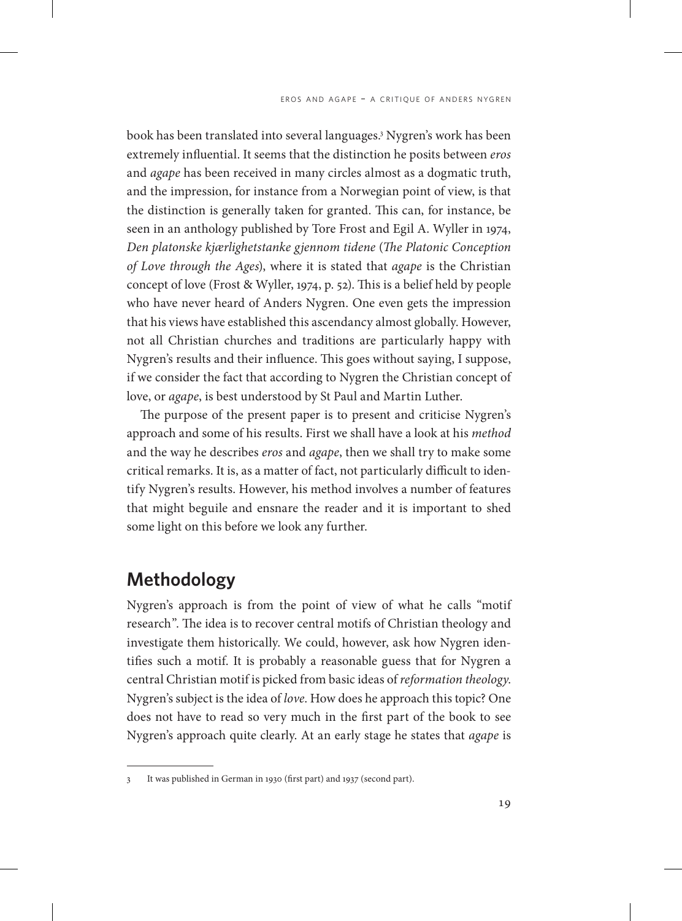book has been translated into several languages.[3] Nygren's work has been extremely influential. It seems that the distinction he posits between *eros* and *agape* has been received in many circles almost as a dogmatic truth, and the impression, for instance from a Norwegian point of view, is that the distinction is generally taken for granted. This can, for instance, be seen in an anthology published by Tore Frost and Egil A. Wyller in 1974, *Den platonske kjærlighetstanke gjennom tidene* (*The Platonic Conception of Love through the Ages*), where it is stated that *agape* is the Christian concept of love (Frost & Wyller, 1974, p. 52). This is a belief held by people who have never heard of Anders Nygren. One even gets the impression that his views have established this ascendancy almost globally. However, not all Christian churches and traditions are particularly happy with Nygren's results and their influence. This goes without saying, I suppose, if we consider the fact that according to Nygren the Christian concept of love, or *agape*, is best understood by St Paul and Martin Luther.

The purpose of the present paper is to present and criticise Nygren's approach and some of his results. First we shall have a look at his *method* and the way he describes *eros* and *agape*, then we shall try to make some critical remarks. It is, as a matter of fact, not particularly difficult to identify Nygren's results. However, his method involves a number of features that might beguile and ensnare the reader and it is important to shed some light on this before we look any further.

## Methodology

Nygren's approach is from the point of view of what he calls "motif research". The idea is to recover central motifs of Christian theology and investigate them historically. We could, however, ask how Nygren identifies such a motif. It is probably a reasonable guess that for Nygren a central Christian motif is picked from basic ideas of *reformation theology*. Nygren's subject is the idea of *love*. How does he approach this topic? One does not have to read so very much in the first part of the book to see Nygren's approach quite clearly. At an early stage he states that *agape* is

---

3 It was published in German in 1930 (first part) and 1937 (second part).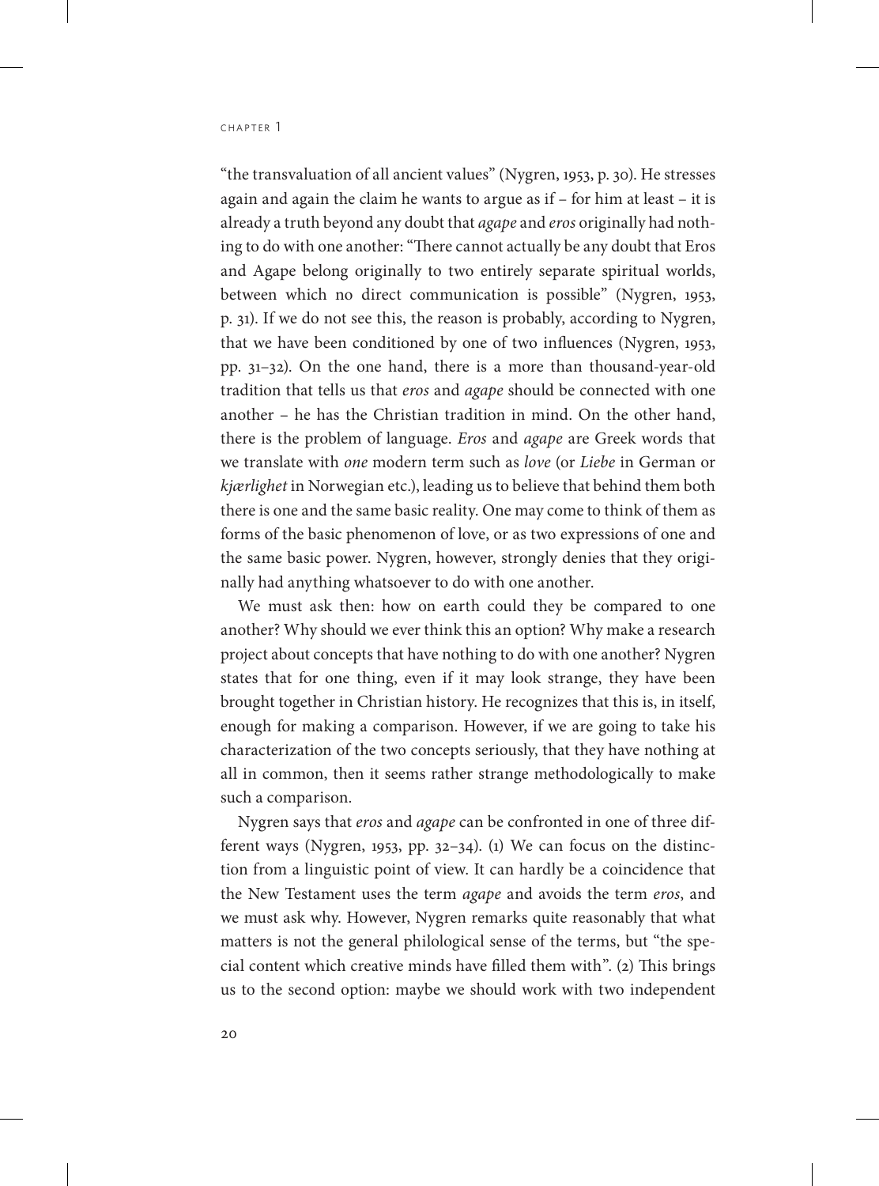"the transvaluation of all ancient values" (Nygren, 1953, p. 30). He stresses again and again the claim he wants to argue as if – for him at least – it is already a truth beyond any doubt that *agape* and *eros* originally had nothing to do with one another: "There cannot actually be any doubt that Eros and Agape belong originally to two entirely separate spiritual worlds, between which no direct communication is possible" (Nygren, 1953, p. 31). If we do not see this, the reason is probably, according to Nygren, that we have been conditioned by one of two influences (Nygren, 1953, pp. 31–32). On the one hand, there is a more than thousand-year-old tradition that tells us that *eros* and *agape* should be connected with one another – he has the Christian tradition in mind. On the other hand, there is the problem of language. *Eros* and *agape* are Greek words that we translate with *one* modern term such as *love* (or *Liebe* in German or *kjærlighet* in Norwegian etc.), leading us to believe that behind them both there is one and the same basic reality. One may come to think of them as forms of the basic phenomenon of love, or as two expressions of one and the same basic power. Nygren, however, strongly denies that they originally had anything whatsoever to do with one another.

We must ask then: how on earth could they be compared to one another? Why should we ever think this an option? Why make a research project about concepts that have nothing to do with one another? Nygren states that for one thing, even if it may look strange, they have been brought together in Christian history. He recognizes that this is, in itself, enough for making a comparison. However, if we are going to take his characterization of the two concepts seriously, that they have nothing at all in common, then it seems rather strange methodologically to make such a comparison.

Nygren says that *eros* and *agape* can be confronted in one of three different ways (Nygren, 1953, pp. 32–34). (1) We can focus on the distinction from a linguistic point of view. It can hardly be a coincidence that the New Testament uses the term *agape* and avoids the term *eros*, and we must ask why. However, Nygren remarks quite reasonably that what matters is not the general philological sense of the terms, but "the special content which creative minds have filled them with". (2) This brings us to the second option: maybe we should work with two independent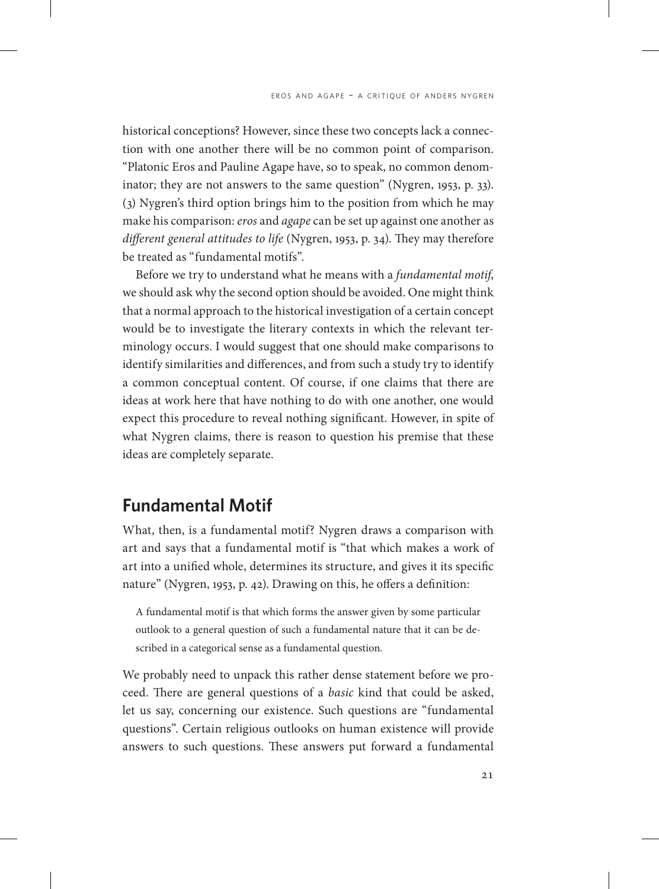historical conceptions? However, since these two concepts lack a connection with one another there will be no common point of comparison. "Platonic Eros and Pauline Agape have, so to speak, no common denominator; they are not answers to the same question" (Nygren, 1953, p. 33). (3) Nygren's third option brings him to the position from which he may make his comparison: *eros* and *agape* can be set up against one another as *different general attitudes to life* (Nygren, 1953, p. 34). They may therefore be treated as "fundamental motifs".

Before we try to understand what he means with a *fundamental motif*, we should ask why the second option should be avoided. One might think that a normal approach to the historical investigation of a certain concept would be to investigate the literary contexts in which the relevant terminology occurs. I would suggest that one should make comparisons to identify similarities and differences, and from such a study try to identify a common conceptual content. Of course, if one claims that there are ideas at work here that have nothing to do with one another, one would expect this procedure to reveal nothing significant. However, in spite of what Nygren claims, there is reason to question his premise that these ideas are completely separate.

## Fundamental Motif

What, then, is a fundamental motif? Nygren draws a comparison with art and says that a fundamental motif is "that which makes a work of art into a unified whole, determines its structure, and gives it its specific nature" (Nygren, 1953, p. 42). Drawing on this, he offers a definition:

> A fundamental motif is that which forms the answer given by some particular outlook to a general question of such a fundamental nature that it can be described in a categorical sense as a fundamental question.

We probably need to unpack this rather dense statement before we proceed. There are general questions of a *basic* kind that could be asked, let us say, concerning our existence. Such questions are "fundamental questions". Certain religious outlooks on human existence will provide answers to such questions. These answers put forward a fundamental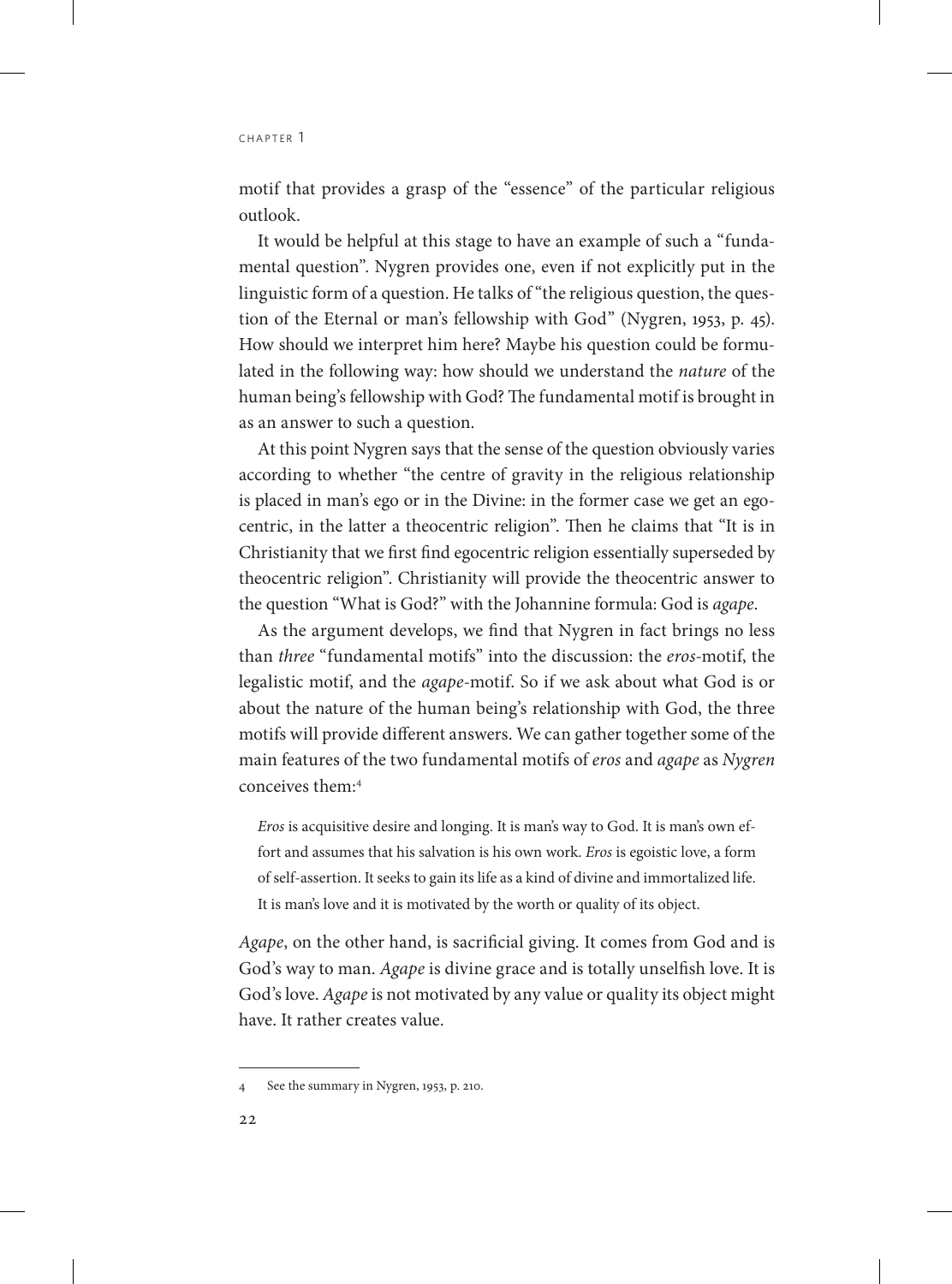motif that provides a grasp of the "essence" of the particular religious outlook.

It would be helpful at this stage to have an example of such a "fundamental question". Nygren provides one, even if not explicitly put in the linguistic form of a question. He talks of "the religious question, the question of the Eternal or man's fellowship with God" (Nygren, 1953, p. 45). How should we interpret him here? Maybe his question could be formulated in the following way: how should we understand the *nature* of the human being's fellowship with God? The fundamental motif is brought in as an answer to such a question.

At this point Nygren says that the sense of the question obviously varies according to whether "the centre of gravity in the religious relationship is placed in man's ego or in the Divine: in the former case we get an egocentric, in the latter a theocentric religion". Then he claims that "It is in Christianity that we first find egocentric religion essentially superseded by theocentric religion". Christianity will provide the theocentric answer to the question "What is God?" with the Johannine formula: God is *agape*.

As the argument develops, we find that Nygren in fact brings no less than *three* "fundamental motifs" into the discussion: the *eros*-motif, the legalistic motif, and the *agape*-motif. So if we ask about what God is or about the nature of the human being's relationship with God, the three motifs will provide different answers. We can gather together some of the main features of the two fundamental motifs of *eros* and *agape* as *Nygren* conceives them:[4]

> *Eros* is acquisitive desire and longing. It is man's way to God. It is man's own effort and assumes that his salvation is his own work. *Eros* is egoistic love, a form of self-assertion. It seeks to gain its life as a kind of divine and immortalized life. It is man's love and it is motivated by the worth or quality of its object.

*Agape*, on the other hand, is sacrificial giving. It comes from God and is God's way to man. *Agape* is divine grace and is totally unselfish love. It is God's love. *Agape* is not motivated by any value or quality its object might have. It rather creates value.

---

4 See the summary in Nygren, 1953, p. 210.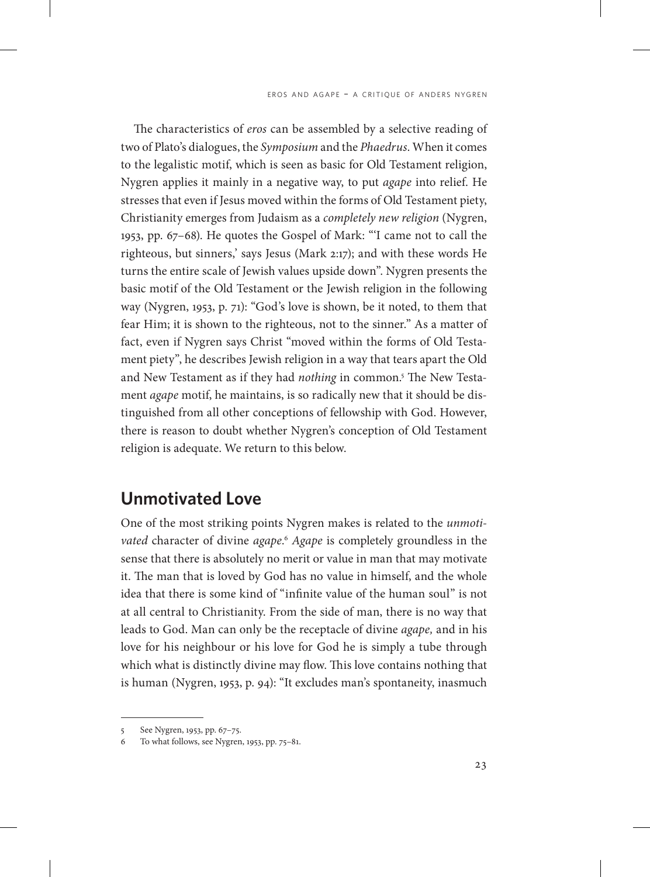The characteristics of *eros* can be assembled by a selective reading of two of Plato's dialogues, the *Symposium* and the *Phaedrus*. When it comes to the legalistic motif, which is seen as basic for Old Testament religion, Nygren applies it mainly in a negative way, to put *agape* into relief. He stresses that even if Jesus moved within the forms of Old Testament piety, Christianity emerges from Judaism as a *completely new religion* (Nygren, 1953, pp. 67–68). He quotes the Gospel of Mark: "'I came not to call the righteous, but sinners,' says Jesus (Mark 2:17); and with these words He turns the entire scale of Jewish values upside down". Nygren presents the basic motif of the Old Testament or the Jewish religion in the following way (Nygren, 1953, p. 71): "God's love is shown, be it noted, to them that fear Him; it is shown to the righteous, not to the sinner." As a matter of fact, even if Nygren says Christ "moved within the forms of Old Testament piety", he describes Jewish religion in a way that tears apart the Old and New Testament as if they had *nothing* in common.[5] The New Testament *agape* motif, he maintains, is so radically new that it should be distinguished from all other conceptions of fellowship with God. However, there is reason to doubt whether Nygren's conception of Old Testament religion is adequate. We return to this below.

## Unmotivated Love

One of the most striking points Nygren makes is related to the *unmotivated* character of divine *agape*.[6] *Agape* is completely groundless in the sense that there is absolutely no merit or value in man that may motivate it. The man that is loved by God has no value in himself, and the whole idea that there is some kind of "infinite value of the human soul" is not at all central to Christianity. From the side of man, there is no way that leads to God. Man can only be the receptacle of divine *agape,* and in his love for his neighbour or his love for God he is simply a tube through which what is distinctly divine may flow. This love contains nothing that is human (Nygren, 1953, p. 94): "It excludes man's spontaneity, inasmuch

---

5 See Nygren, 1953, pp. 67–75.

6 To what follows, see Nygren, 1953, pp. 75–81.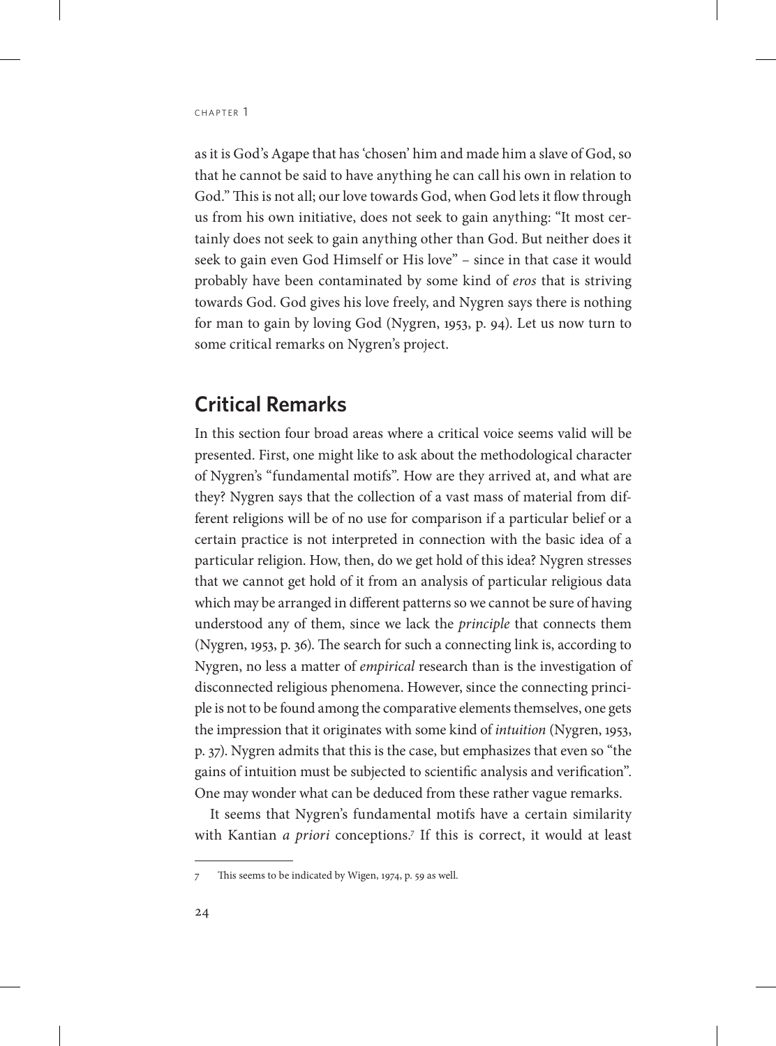as it is God's Agape that has 'chosen' him and made him a slave of God, so that he cannot be said to have anything he can call his own in relation to God." This is not all; our love towards God, when God lets it flow through us from his own initiative, does not seek to gain anything: "It most certainly does not seek to gain anything other than God. But neither does it seek to gain even God Himself or His love" – since in that case it would probably have been contaminated by some kind of *eros* that is striving towards God. God gives his love freely, and Nygren says there is nothing for man to gain by loving God (Nygren, 1953, p. 94). Let us now turn to some critical remarks on Nygren's project.

## Critical Remarks

In this section four broad areas where a critical voice seems valid will be presented. First, one might like to ask about the methodological character of Nygren's "fundamental motifs". How are they arrived at, and what are they? Nygren says that the collection of a vast mass of material from different religions will be of no use for comparison if a particular belief or a certain practice is not interpreted in connection with the basic idea of a particular religion. How, then, do we get hold of this idea? Nygren stresses that we cannot get hold of it from an analysis of particular religious data which may be arranged in different patterns so we cannot be sure of having understood any of them, since we lack the *principle* that connects them (Nygren, 1953, p. 36). The search for such a connecting link is, according to Nygren, no less a matter of *empirical* research than is the investigation of disconnected religious phenomena. However, since the connecting principle is not to be found among the comparative elements themselves, one gets the impression that it originates with some kind of *intuition* (Nygren, 1953, p. 37). Nygren admits that this is the case, but emphasizes that even so "the gains of intuition must be subjected to scientific analysis and verification". One may wonder what can be deduced from these rather vague remarks.

It seems that Nygren's fundamental motifs have a certain similarity with Kantian *a priori* conceptions.[7] If this is correct, it would at least

---

7 This seems to be indicated by Wigen, 1974, p. 59 as well.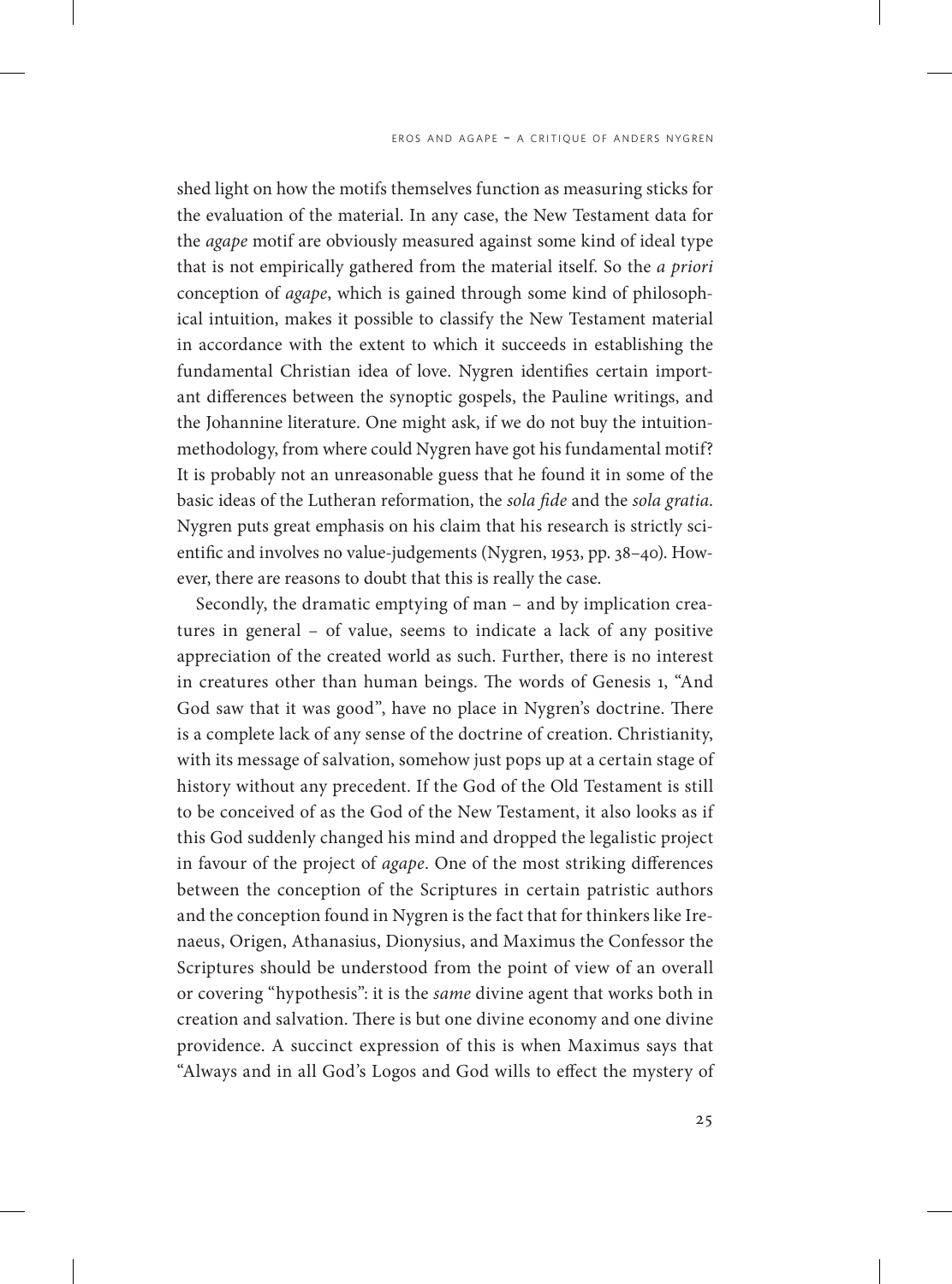shed light on how the motifs themselves function as measuring sticks for the evaluation of the material. In any case, the New Testament data for the *agape* motif are obviously measured against some kind of ideal type that is not empirically gathered from the material itself. So the *a priori* conception of *agape*, which is gained through some kind of philosophical intuition, makes it possible to classify the New Testament material in accordance with the extent to which it succeeds in establishing the fundamental Christian idea of love. Nygren identifies certain important differences between the synoptic gospels, the Pauline writings, and the Johannine literature. One might ask, if we do not buy the intuition-methodology, from where could Nygren have got his fundamental motif? It is probably not an unreasonable guess that he found it in some of the basic ideas of the Lutheran reformation, the *sola fide* and the *sola gratia*. Nygren puts great emphasis on his claim that his research is strictly scientific and involves no value-judgements (Nygren, 1953, pp. 38–40). However, there are reasons to doubt that this is really the case.

Secondly, the dramatic emptying of man – and by implication creatures in general – of value, seems to indicate a lack of any positive appreciation of the created world as such. Further, there is no interest in creatures other than human beings. The words of Genesis 1, "And God saw that it was good", have no place in Nygren's doctrine. There is a complete lack of any sense of the doctrine of creation. Christianity, with its message of salvation, somehow just pops up at a certain stage of history without any precedent. If the God of the Old Testament is still to be conceived of as the God of the New Testament, it also looks as if this God suddenly changed his mind and dropped the legalistic project in favour of the project of *agape*. One of the most striking differences between the conception of the Scriptures in certain patristic authors and the conception found in Nygren is the fact that for thinkers like Irenaeus, Origen, Athanasius, Dionysius, and Maximus the Confessor the Scriptures should be understood from the point of view of an overall or covering "hypothesis": it is the *same* divine agent that works both in creation and salvation. There is but one divine economy and one divine providence. A succinct expression of this is when Maximus says that "Always and in all God's Logos and God wills to effect the mystery of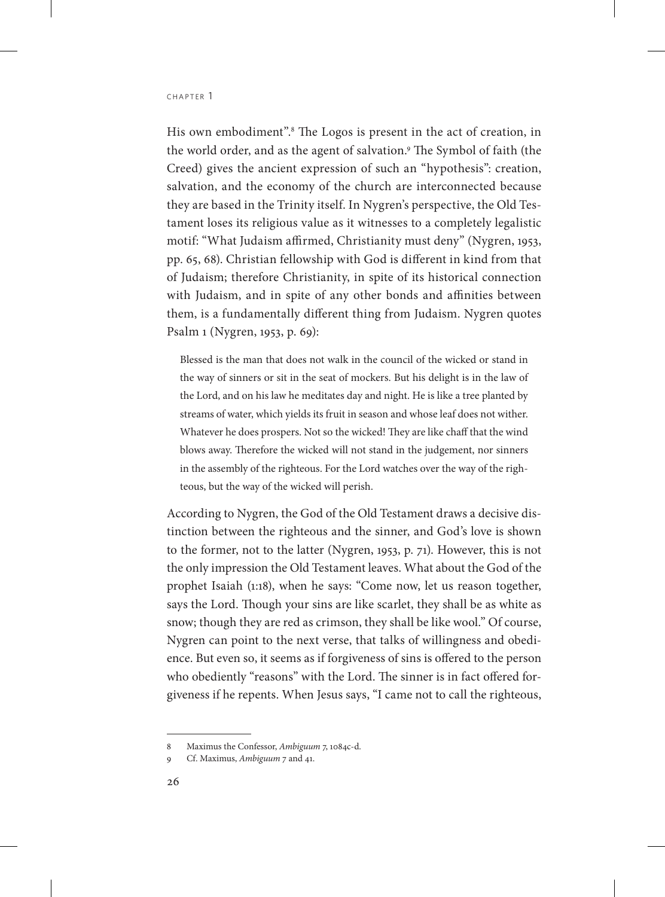His own embodiment".[8] The Logos is present in the act of creation, in the world order, and as the agent of salvation.[9] The Symbol of faith (the Creed) gives the ancient expression of such an "hypothesis": creation, salvation, and the economy of the church are interconnected because they are based in the Trinity itself. In Nygren's perspective, the Old Testament loses its religious value as it witnesses to a completely legalistic motif: "What Judaism affirmed, Christianity must deny" (Nygren, 1953, pp. 65, 68). Christian fellowship with God is different in kind from that of Judaism; therefore Christianity, in spite of its historical connection with Judaism, and in spite of any other bonds and affinities between them, is a fundamentally different thing from Judaism. Nygren quotes Psalm 1 (Nygren, 1953, p. 69):

> Blessed is the man that does not walk in the council of the wicked or stand in the way of sinners or sit in the seat of mockers. But his delight is in the law of the Lord, and on his law he meditates day and night. He is like a tree planted by streams of water, which yields its fruit in season and whose leaf does not wither. Whatever he does prospers. Not so the wicked! They are like chaff that the wind blows away. Therefore the wicked will not stand in the judgement, nor sinners in the assembly of the righteous. For the Lord watches over the way of the righteous, but the way of the wicked will perish.

According to Nygren, the God of the Old Testament draws a decisive distinction between the righteous and the sinner, and God's love is shown to the former, not to the latter (Nygren, 1953, p. 71). However, this is not the only impression the Old Testament leaves. What about the God of the prophet Isaiah (1:18), when he says: "Come now, let us reason together, says the Lord. Though your sins are like scarlet, they shall be as white as snow; though they are red as crimson, they shall be like wool." Of course, Nygren can point to the next verse, that talks of willingness and obedience. But even so, it seems as if forgiveness of sins is offered to the person who obediently "reasons" with the Lord. The sinner is in fact offered forgiveness if he repents. When Jesus says, "I came not to call the righteous,

---

8 Maximus the Confessor, *Ambiguum 7*, 1084c-d.

9 Cf. Maximus, *Ambiguum* 7 and 41.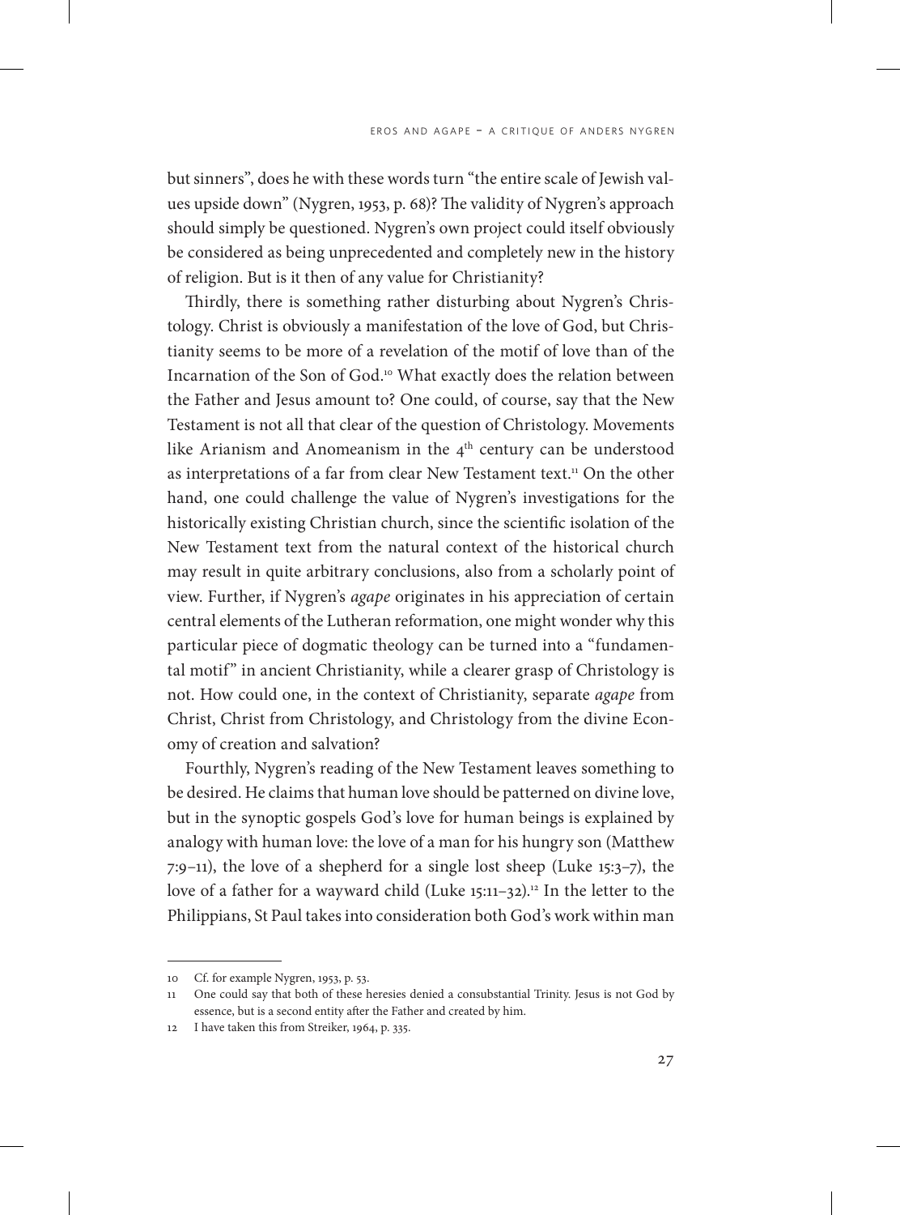but sinners", does he with these words turn "the entire scale of Jewish values upside down" (Nygren, 1953, p. 68)? The validity of Nygren's approach should simply be questioned. Nygren's own project could itself obviously be considered as being unprecedented and completely new in the history of religion. But is it then of any value for Christianity?

Thirdly, there is something rather disturbing about Nygren's Christology. Christ is obviously a manifestation of the love of God, but Christianity seems to be more of a revelation of the motif of love than of the Incarnation of the Son of God.[10] What exactly does the relation between the Father and Jesus amount to? One could, of course, say that the New Testament is not all that clear of the question of Christology. Movements like Arianism and Anomeanism in the 4[th] century can be understood as interpretations of a far from clear New Testament text.[11] On the other hand, one could challenge the value of Nygren's investigations for the historically existing Christian church, since the scientific isolation of the New Testament text from the natural context of the historical church may result in quite arbitrary conclusions, also from a scholarly point of view. Further, if Nygren's *agape* originates in his appreciation of certain central elements of the Lutheran reformation, one might wonder why this particular piece of dogmatic theology can be turned into a "fundamental motif" in ancient Christianity, while a clearer grasp of Christology is not. How could one, in the context of Christianity, separate *agape* from Christ, Christ from Christology, and Christology from the divine Economy of creation and salvation?

Fourthly, Nygren's reading of the New Testament leaves something to be desired. He claims that human love should be patterned on divine love, but in the synoptic gospels God's love for human beings is explained by analogy with human love: the love of a man for his hungry son (Matthew 7:9–11), the love of a shepherd for a single lost sheep (Luke 15:3–7), the love of a father for a wayward child (Luke 15:11–32).[12] In the letter to the Philippians, St Paul takes into consideration both God's work within man

---

10 Cf. for example Nygren, 1953, p. 53.

11 One could say that both of these heresies denied a consubstantial Trinity. Jesus is not God by essence, but is a second entity after the Father and created by him.

12 I have taken this from Streiker, 1964, p. 335.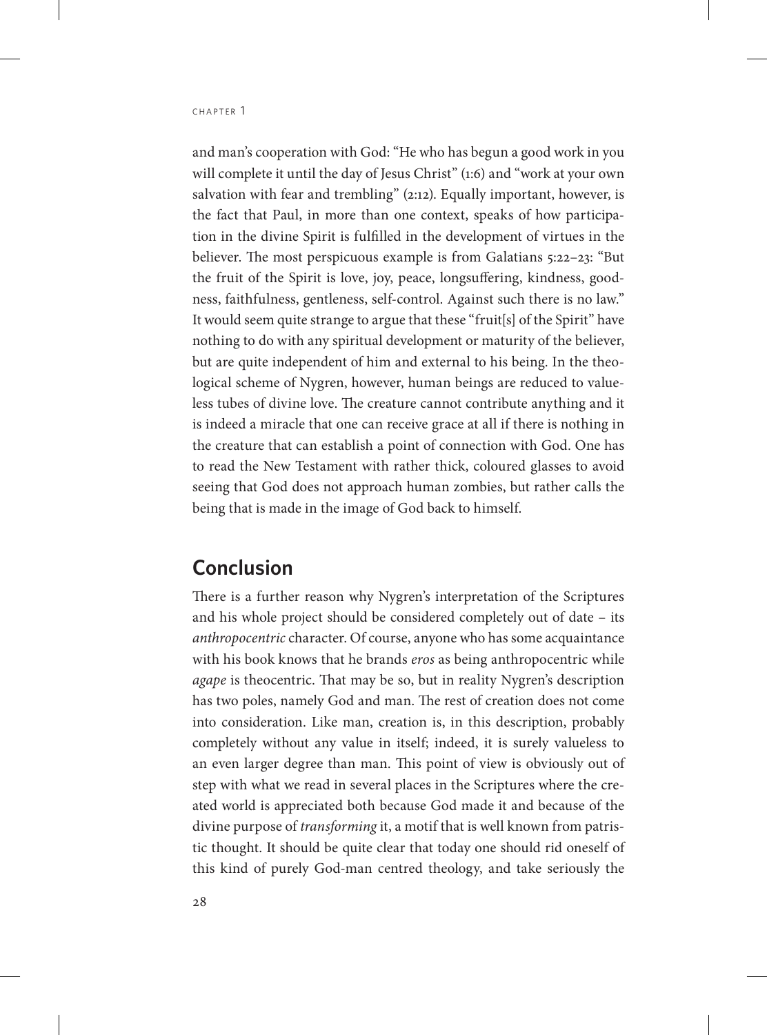and man's cooperation with God: "He who has begun a good work in you will complete it until the day of Jesus Christ" (1:6) and "work at your own salvation with fear and trembling" (2:12). Equally important, however, is the fact that Paul, in more than one context, speaks of how participation in the divine Spirit is fulfilled in the development of virtues in the believer. The most perspicuous example is from Galatians 5:22–23: "But the fruit of the Spirit is love, joy, peace, longsuffering, kindness, goodness, faithfulness, gentleness, self-control. Against such there is no law." It would seem quite strange to argue that these "fruit[s] of the Spirit" have nothing to do with any spiritual development or maturity of the believer, but are quite independent of him and external to his being. In the theological scheme of Nygren, however, human beings are reduced to valueless tubes of divine love. The creature cannot contribute anything and it is indeed a miracle that one can receive grace at all if there is nothing in the creature that can establish a point of connection with God. One has to read the New Testament with rather thick, coloured glasses to avoid seeing that God does not approach human zombies, but rather calls the being that is made in the image of God back to himself.

## Conclusion

There is a further reason why Nygren's interpretation of the Scriptures and his whole project should be considered completely out of date – its *anthropocentric* character. Of course, anyone who has some acquaintance with his book knows that he brands *eros* as being anthropocentric while *agape* is theocentric. That may be so, but in reality Nygren's description has two poles, namely God and man. The rest of creation does not come into consideration. Like man, creation is, in this description, probably completely without any value in itself; indeed, it is surely valueless to an even larger degree than man. This point of view is obviously out of step with what we read in several places in the Scriptures where the created world is appreciated both because God made it and because of the divine purpose of *transforming* it, a motif that is well known from patristic thought. It should be quite clear that today one should rid oneself of this kind of purely God-man centred theology, and take seriously the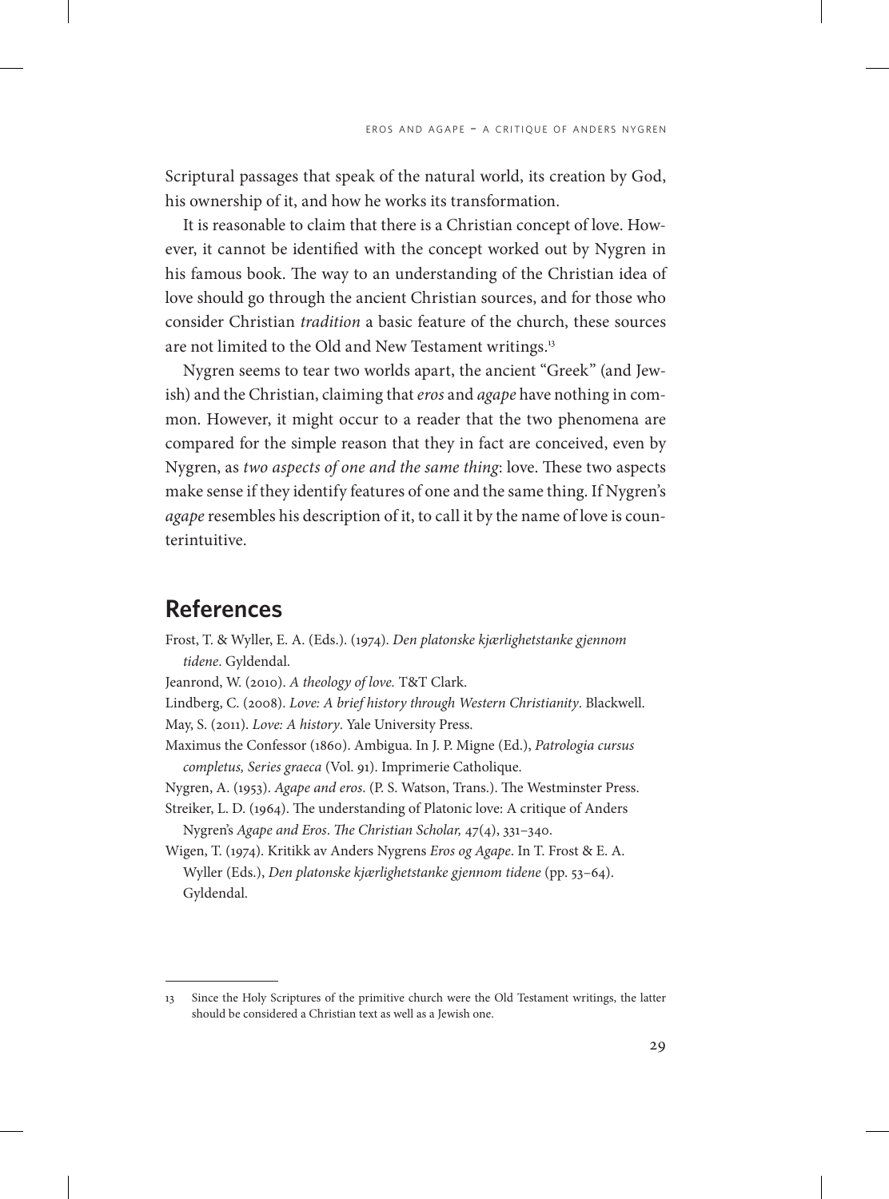Scriptural passages that speak of the natural world, its creation by God, his ownership of it, and how he works its transformation.

It is reasonable to claim that there is a Christian concept of love. However, it cannot be identified with the concept worked out by Nygren in his famous book. The way to an understanding of the Christian idea of love should go through the ancient Christian sources, and for those who consider Christian *tradition* a basic feature of the church, these sources are not limited to the Old and New Testament writings.[13]

Nygren seems to tear two worlds apart, the ancient "Greek" (and Jewish) and the Christian, claiming that *eros* and *agape* have nothing in common. However, it might occur to a reader that the two phenomena are compared for the simple reason that they in fact are conceived, even by Nygren, as *two aspects of one and the same thing*: love. These two aspects make sense if they identify features of one and the same thing. If Nygren's *agape* resembles his description of it, to call it by the name of love is counterintuitive.

## References

Frost, T. & Wyller, E. A. (Eds.). (1974). *Den platonske kjærlighetstanke gjennom tidene*. Gyldendal.

Jeanrond, W. (2010). *A theology of love.* T&T Clark.

Lindberg, C. (2008). *Love: A brief history through Western Christianity*. Blackwell.

May, S. (2011). *Love: A history*. Yale University Press.

Maximus the Confessor (1860). Ambigua. In J. P. Migne (Ed.), *Patrologia cursus completus, Series graeca* (Vol. 91). Imprimerie Catholique.

Nygren, A. (1953). *Agape and eros*. (P. S. Watson, Trans.). The Westminster Press.

Streiker, L. D. (1964). The understanding of Platonic love: A critique of Anders Nygren's *Agape and Eros*. *The Christian Scholar,* 47(4), 331–340.

Wigen, T. (1974). Kritikk av Anders Nygrens *Eros og Agape*. In T. Frost & E. A. Wyller (Eds.), *Den platonske kjærlighetstanke gjennom tidene* (pp. 53–64). Gyldendal.

---

13 Since the Holy Scriptures of the primitive church were the Old Testament writings, the latter should be considered a Christian text as well as a Jewish one.